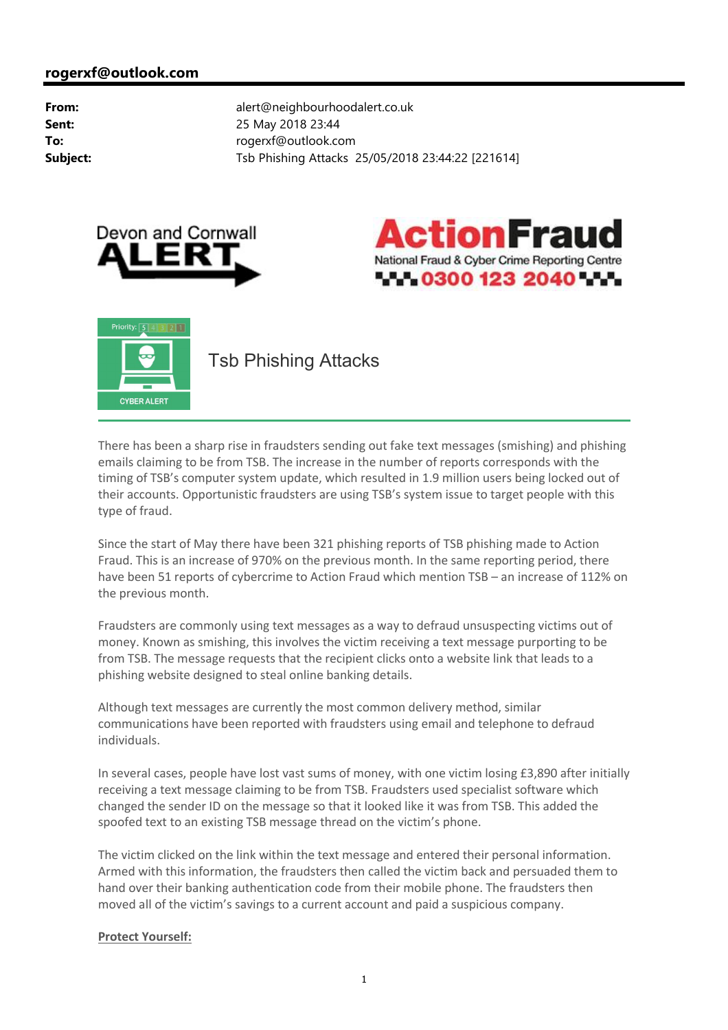**rogerxf@outlook.com**

| | |
|---|---|
| **From:** | alert@neighbourhoodalert.co.uk |
| **Sent:** | 25 May 2018 23:44 |
| **To:** | rogerxf@outlook.com |
| **Subject:** | Tsb Phishing Attacks 25/05/2018 23:44:22 [221614] |

Devon and Cornwall ALERT

ActionFraud
National Fraud & Cyber Crime Reporting Centre
0300 123 2040

Priority: 5 4 3 2 1
CYBER ALERT

# Tsb Phishing Attacks

There has been a sharp rise in fraudsters sending out fake text messages (smishing) and phishing emails claiming to be from TSB. The increase in the number of reports corresponds with the timing of TSB's computer system update, which resulted in 1.9 million users being locked out of their accounts. Opportunistic fraudsters are using TSB's system issue to target people with this type of fraud.

Since the start of May there have been 321 phishing reports of TSB phishing made to Action Fraud. This is an increase of 970% on the previous month. In the same reporting period, there have been 51 reports of cybercrime to Action Fraud which mention TSB – an increase of 112% on the previous month.

Fraudsters are commonly using text messages as a way to defraud unsuspecting victims out of money. Known as smishing, this involves the victim receiving a text message purporting to be from TSB. The message requests that the recipient clicks onto a website link that leads to a phishing website designed to steal online banking details.

Although text messages are currently the most common delivery method, similar communications have been reported with fraudsters using email and telephone to defraud individuals.

In several cases, people have lost vast sums of money, with one victim losing £3,890 after initially receiving a text message claiming to be from TSB. Fraudsters used specialist software which changed the sender ID on the message so that it looked like it was from TSB. This added the spoofed text to an existing TSB message thread on the victim's phone.

The victim clicked on the link within the text message and entered their personal information. Armed with this information, the fraudsters then called the victim back and persuaded them to hand over their banking authentication code from their mobile phone. The fraudsters then moved all of the victim's savings to a current account and paid a suspicious company.

**Protect Yourself:**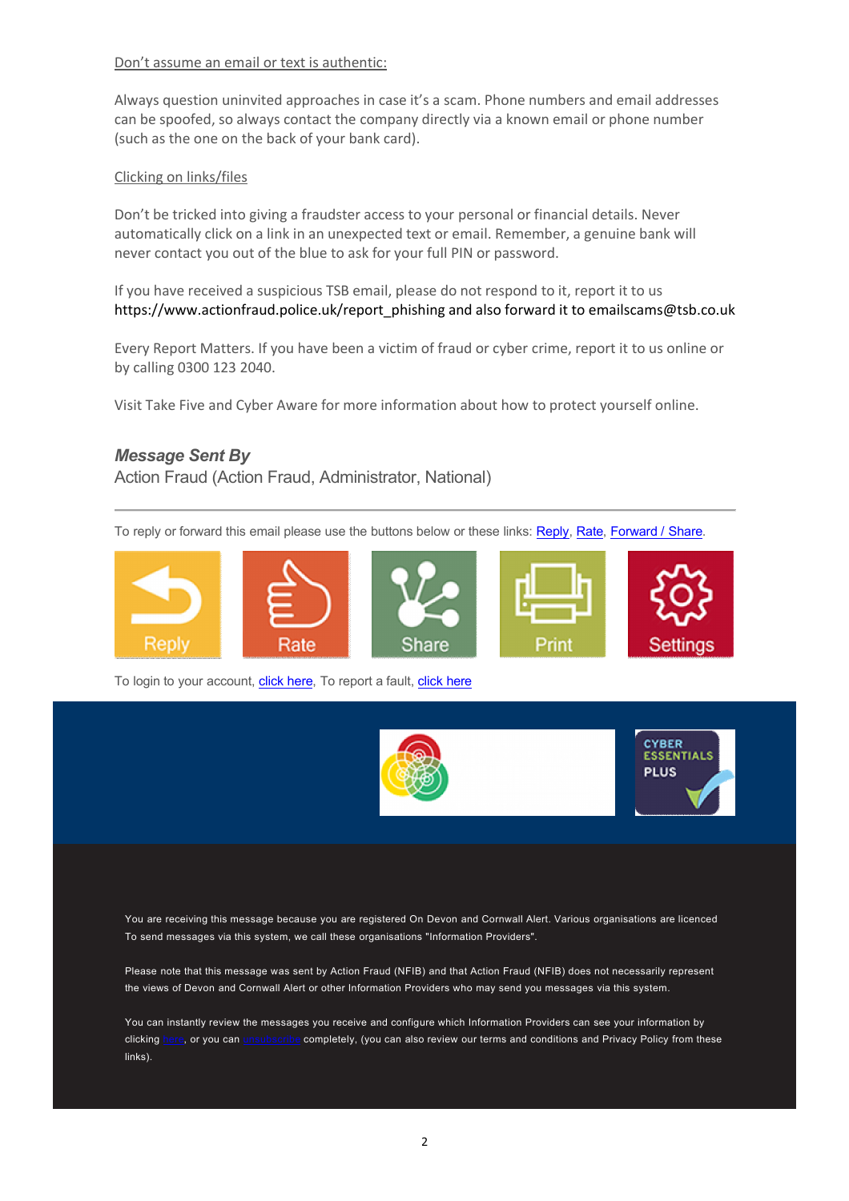Don't assume an email or text is authentic:

Always question uninvited approaches in case it's a scam. Phone numbers and email addresses can be spoofed, so always contact the company directly via a known email or phone number (such as the one on the back of your bank card).

Clicking on links/files

Don't be tricked into giving a fraudster access to your personal or financial details. Never automatically click on a link in an unexpected text or email. Remember, a genuine bank will never contact you out of the blue to ask for your full PIN or password.

If you have received a suspicious TSB email, please do not respond to it, report it to us https://www.actionfraud.police.uk/report_phishing and also forward it to emailscams@tsb.co.uk

Every Report Matters. If you have been a victim of fraud or cyber crime, report it to us online or by calling 0300 123 2040.

Visit Take Five and Cyber Aware for more information about how to protect yourself online.

***Message Sent By***
Action Fraud (Action Fraud, Administrator, National)

---

To reply or forward this email please use the buttons below or these links: Reply, Rate, Forward / Share.

Reply Rate Share Print Settings

To login to your account, click here, To report a fault, click here

CYBER ESSENTIALS PLUS

You are receiving this message because you are registered On Devon and Cornwall Alert. Various organisations are licenced To send messages via this system, we call these organisations "Information Providers".

Please note that this message was sent by Action Fraud (NFIB) and that Action Fraud (NFIB) does not necessarily represent the views of Devon and Cornwall Alert or other Information Providers who may send you messages via this system.

You can instantly review the messages you receive and configure which Information Providers can see your information by clicking here, or you can unsubscribe completely, (you can also review our terms and conditions and Privacy Policy from these links).